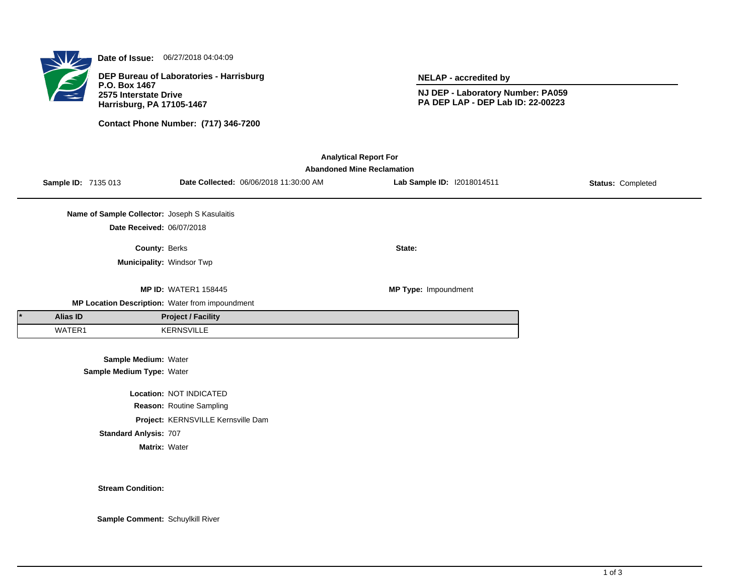**Date of Issue:** 06/27/2018 04:04:09

**DEP Bureau of Laboratories - Harrisburg**
**P.O. Box 1467**
**2575 Interstate Drive**
**Harrisburg, PA 17105-1467**

**Contact Phone Number: (717) 346-7200**

**NELAP - accredited by**

**NJ DEP - Laboratory Number: PA059**
**PA DEP LAP - DEP Lab ID: 22-00223**

## Analytical Report For
## Abandoned Mine Reclamation

**Sample ID:** 7135 013 **Date Collected:** 06/06/2018 11:30:00 AM **Lab Sample ID:** I2018014511 **Status:** Completed

**Name of Sample Collector:** Joseph S Kasulaitis

**Date Received:** 06/07/2018

**County:** Berks

**State:**

**Municipality:** Windsor Twp

**MP ID:** WATER1 158445

**MP Type:** Impoundment

**MP Location Description:** Water from impoundment

| * | Alias ID | Project / Facility |
|---|---|---|
| | WATER1 | KERNSVILLE |

**Sample Medium:** Water

**Sample Medium Type:** Water

**Location:** NOT INDICATED

**Reason:** Routine Sampling

**Project:** KERNSVILLE Kernsville Dam

**Standard Anlysis:** 707

**Matrix:** Water

**Stream Condition:**

**Sample Comment:** Schuylkill River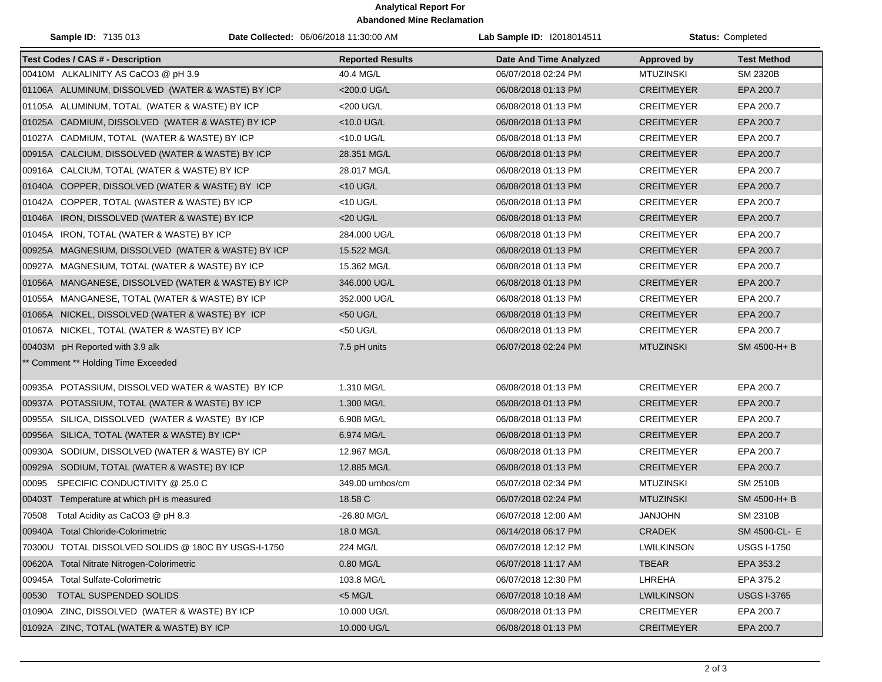# Analytical Report For
## Abandoned Mine Reclamation

**Sample ID:** 7135 013 **Date Collected:** 06/06/2018 11:30:00 AM **Lab Sample ID:** I2018014511 **Status:** Completed

| Test Codes / CAS # - Description | Reported Results | Date And Time Analyzed | Approved by | Test Method |
|---|---|---|---|---|
| 00410M ALKALINITY AS CaCO3 @ pH 3.9 | 40.4 MG/L | 06/07/2018 02:24 PM | MTUZINSKI | SM 2320B |
| 01106A ALUMINUM, DISSOLVED (WATER & WASTE) BY ICP | <200.0 UG/L | 06/08/2018 01:13 PM | CREITMEYER | EPA 200.7 |
| 01105A ALUMINUM, TOTAL (WATER & WASTE) BY ICP | <200 UG/L | 06/08/2018 01:13 PM | CREITMEYER | EPA 200.7 |
| 01025A CADMIUM, DISSOLVED (WATER & WASTE) BY ICP | <10.0 UG/L | 06/08/2018 01:13 PM | CREITMEYER | EPA 200.7 |
| 01027A CADMIUM, TOTAL (WATER & WASTE) BY ICP | <10.0 UG/L | 06/08/2018 01:13 PM | CREITMEYER | EPA 200.7 |
| 00915A CALCIUM, DISSOLVED (WATER & WASTE) BY ICP | 28.351 MG/L | 06/08/2018 01:13 PM | CREITMEYER | EPA 200.7 |
| 00916A CALCIUM, TOTAL (WATER & WASTE) BY ICP | 28.017 MG/L | 06/08/2018 01:13 PM | CREITMEYER | EPA 200.7 |
| 01040A COPPER, DISSOLVED (WATER & WASTE) BY ICP | <10 UG/L | 06/08/2018 01:13 PM | CREITMEYER | EPA 200.7 |
| 01042A COPPER, TOTAL (WASTER & WASTE) BY ICP | <10 UG/L | 06/08/2018 01:13 PM | CREITMEYER | EPA 200.7 |
| 01046A IRON, DISSOLVED (WATER & WASTE) BY ICP | <20 UG/L | 06/08/2018 01:13 PM | CREITMEYER | EPA 200.7 |
| 01045A IRON, TOTAL (WATER & WASTE) BY ICP | 284.000 UG/L | 06/08/2018 01:13 PM | CREITMEYER | EPA 200.7 |
| 00925A MAGNESIUM, DISSOLVED (WATER & WASTE) BY ICP | 15.522 MG/L | 06/08/2018 01:13 PM | CREITMEYER | EPA 200.7 |
| 00927A MAGNESIUM, TOTAL (WATER & WASTE) BY ICP | 15.362 MG/L | 06/08/2018 01:13 PM | CREITMEYER | EPA 200.7 |
| 01056A MANGANESE, DISSOLVED (WATER & WASTE) BY ICP | 346.000 UG/L | 06/08/2018 01:13 PM | CREITMEYER | EPA 200.7 |
| 01055A MANGANESE, TOTAL (WATER & WASTE) BY ICP | 352.000 UG/L | 06/08/2018 01:13 PM | CREITMEYER | EPA 200.7 |
| 01065A NICKEL, DISSOLVED (WATER & WASTE) BY ICP | <50 UG/L | 06/08/2018 01:13 PM | CREITMEYER | EPA 200.7 |
| 01067A NICKEL, TOTAL (WATER & WASTE) BY ICP | <50 UG/L | 06/08/2018 01:13 PM | CREITMEYER | EPA 200.7 |
| 00403M pH Reported with 3.9 alk | 7.5 pH units | 06/07/2018 02:24 PM | MTUZINSKI | SM 4500-H+ B |
| ** Comment ** Holding Time Exceeded | | | | |
| 00935A POTASSIUM, DISSOLVED WATER & WASTE) BY ICP | 1.310 MG/L | 06/08/2018 01:13 PM | CREITMEYER | EPA 200.7 |
| 00937A POTASSIUM, TOTAL (WATER & WASTE) BY ICP | 1.300 MG/L | 06/08/2018 01:13 PM | CREITMEYER | EPA 200.7 |
| 00955A SILICA, DISSOLVED (WATER & WASTE) BY ICP | 6.908 MG/L | 06/08/2018 01:13 PM | CREITMEYER | EPA 200.7 |
| 00956A SILICA, TOTAL (WATER & WASTE) BY ICP* | 6.974 MG/L | 06/08/2018 01:13 PM | CREITMEYER | EPA 200.7 |
| 00930A SODIUM, DISSOLVED (WATER & WASTE) BY ICP | 12.967 MG/L | 06/08/2018 01:13 PM | CREITMEYER | EPA 200.7 |
| 00929A SODIUM, TOTAL (WATER & WASTE) BY ICP | 12.885 MG/L | 06/08/2018 01:13 PM | CREITMEYER | EPA 200.7 |
| 00095 SPECIFIC CONDUCTIVITY @ 25.0 C | 349.00 umhos/cm | 06/07/2018 02:34 PM | MTUZINSKI | SM 2510B |
| 00403T Temperature at which pH is measured | 18.58 C | 06/07/2018 02:24 PM | MTUZINSKI | SM 4500-H+ B |
| 70508 Total Acidity as CaCO3 @ pH 8.3 | -26.80 MG/L | 06/07/2018 12:00 AM | JANJOHN | SM 2310B |
| 00940A Total Chloride-Colorimetric | 18.0 MG/L | 06/14/2018 06:17 PM | CRADEK | SM 4500-CL- E |
| 70300U TOTAL DISSOLVED SOLIDS @ 180C BY USGS-I-1750 | 224 MG/L | 06/07/2018 12:12 PM | LWILKINSON | USGS I-1750 |
| 00620A Total Nitrate Nitrogen-Colorimetric | 0.80 MG/L | 06/07/2018 11:17 AM | TBEAR | EPA 353.2 |
| 00945A Total Sulfate-Colorimetric | 103.8 MG/L | 06/07/2018 12:30 PM | LHREHA | EPA 375.2 |
| 00530 TOTAL SUSPENDED SOLIDS | <5 MG/L | 06/07/2018 10:18 AM | LWILKINSON | USGS I-3765 |
| 01090A ZINC, DISSOLVED (WATER & WASTE) BY ICP | 10.000 UG/L | 06/08/2018 01:13 PM | CREITMEYER | EPA 200.7 |
| 01092A ZINC, TOTAL (WATER & WASTE) BY ICP | 10.000 UG/L | 06/08/2018 01:13 PM | CREITMEYER | EPA 200.7 |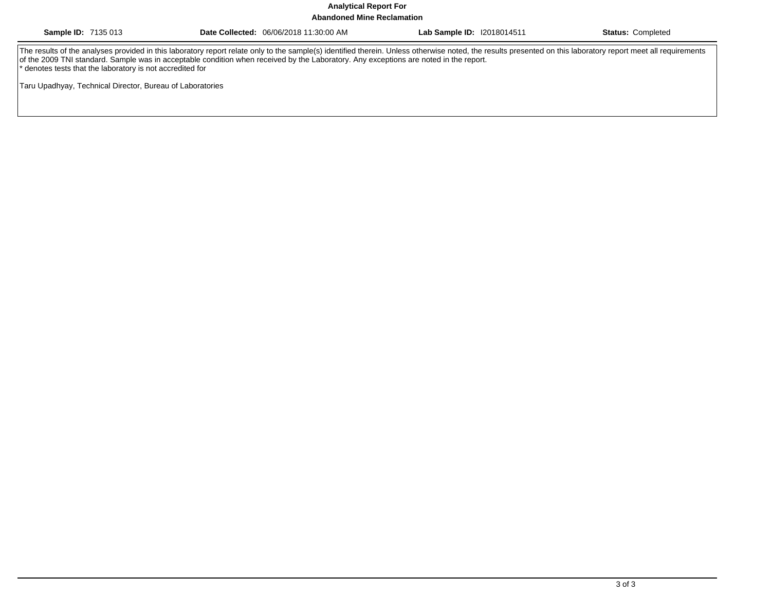**Analytical Report For**
**Abandoned Mine Reclamation**

| | | | |
|---|---|---|---|
| **Sample ID:** 7135 013 | **Date Collected:** 06/06/2018 11:30:00 AM | **Lab Sample ID:** I2018014511 | **Status:** Completed |

The results of the analyses provided in this laboratory report relate only to the sample(s) identified therein. Unless otherwise noted, the results presented on this laboratory report meet all requirements of the 2009 TNI standard. Sample was in acceptable condition when received by the Laboratory. Any exceptions are noted in the report.
* denotes tests that the laboratory is not accredited for

Taru Upadhyay, Technical Director, Bureau of Laboratories